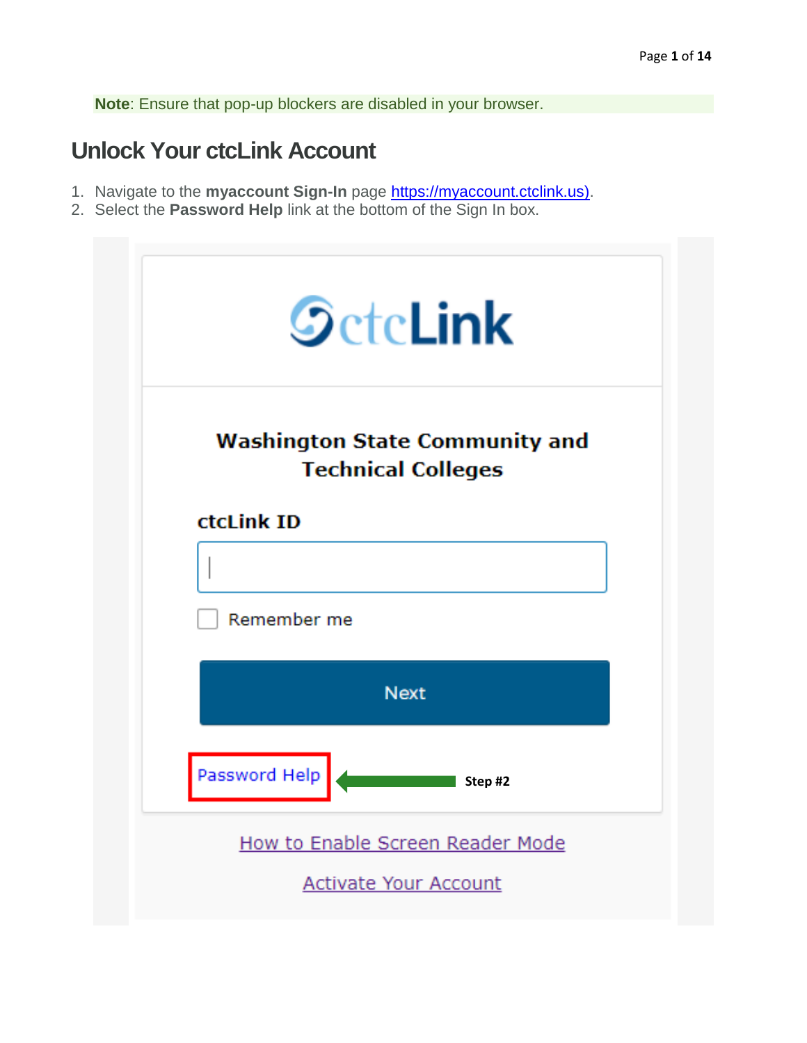**Note**: Ensure that pop-up blockers are disabled in your browser.

## Unlock Your ctcLink Account

1. Navigate to the **myaccount Sign-In** page https://myaccount.ctclink.us).
2. Select the **Password Help** link at the bottom of the Sign In box.

ctcLink

**Washington State Community and Technical Colleges**

**ctcLink ID**

Remember me

Next

Password Help

**Step #2**

How to Enable Screen Reader Mode

Activate Your Account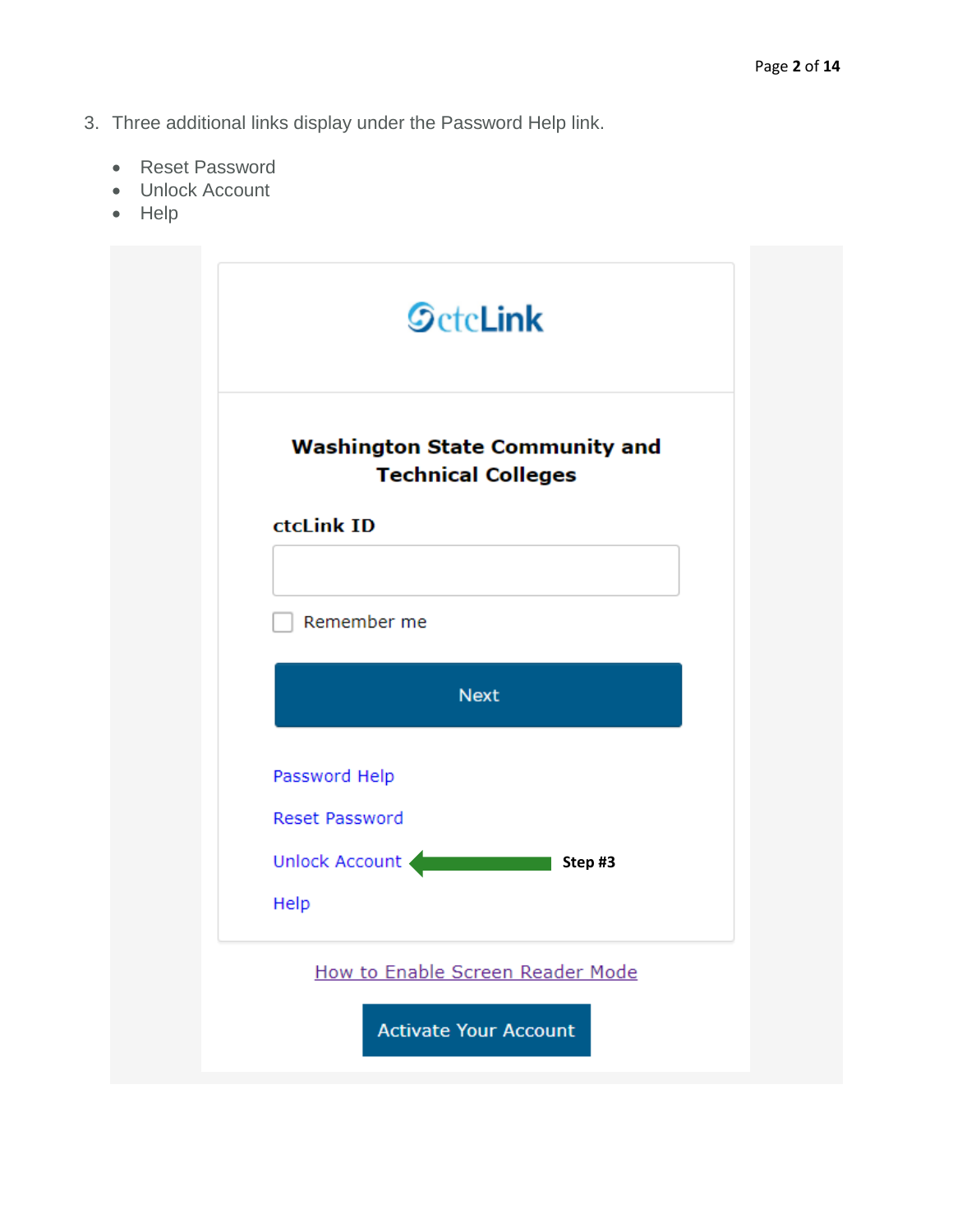3. Three additional links display under the Password Help link.

- Reset Password
- Unlock Account
- Help

ctcLink

**Washington State Community and Technical Colleges**

**ctcLink ID**

Remember me

Next

Password Help

Reset Password

Unlock Account **Step #3**

Help

How to Enable Screen Reader Mode

Activate Your Account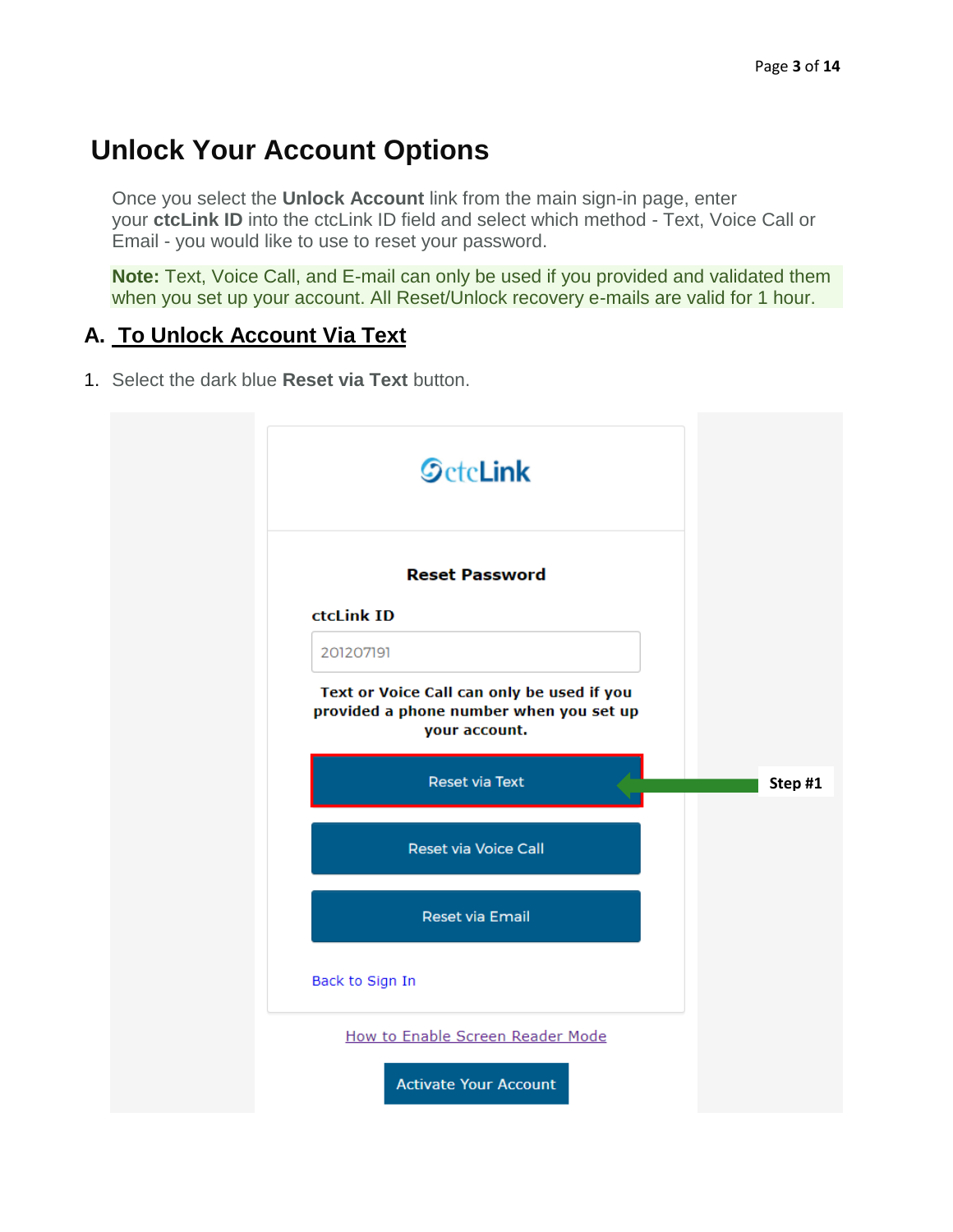# Unlock Your Account Options

Once you select the **Unlock Account** link from the main sign-in page, enter your **ctcLink ID** into the ctcLink ID field and select which method - Text, Voice Call or Email - you would like to use to reset your password.

**Note:** Text, Voice Call, and E-mail can only be used if you provided and validated them when you set up your account. All Reset/Unlock recovery e-mails are valid for 1 hour.

## A. To Unlock Account Via Text

1. Select the dark blue **Reset via Text** button.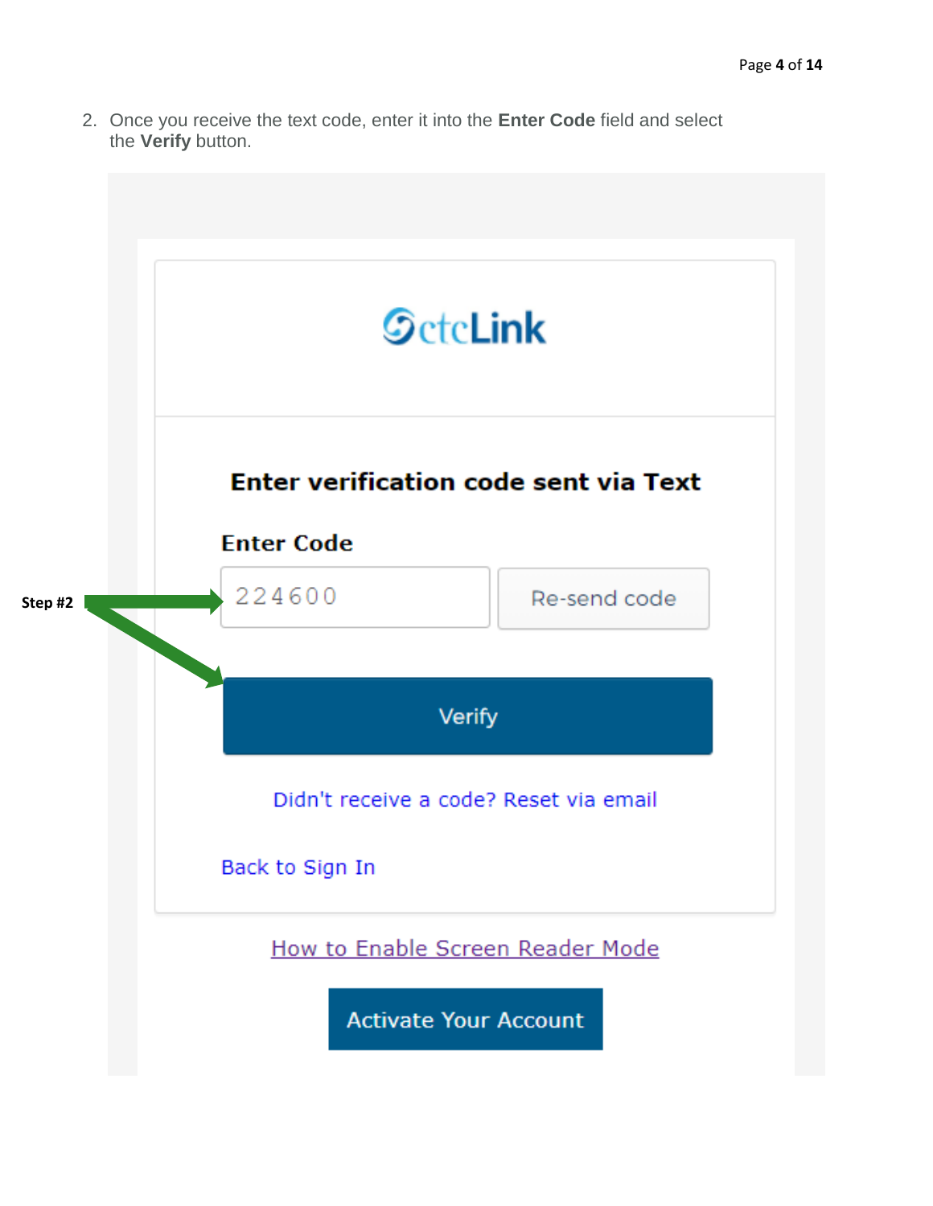2. Once you receive the text code, enter it into the **Enter Code** field and select the **Verify** button.

Step #2

ctcLink

**Enter verification code sent via Text**

**Enter Code**

224600

Re-send code

Verify

Didn't receive a code? Reset via email

Back to Sign In

How to Enable Screen Reader Mode

Activate Your Account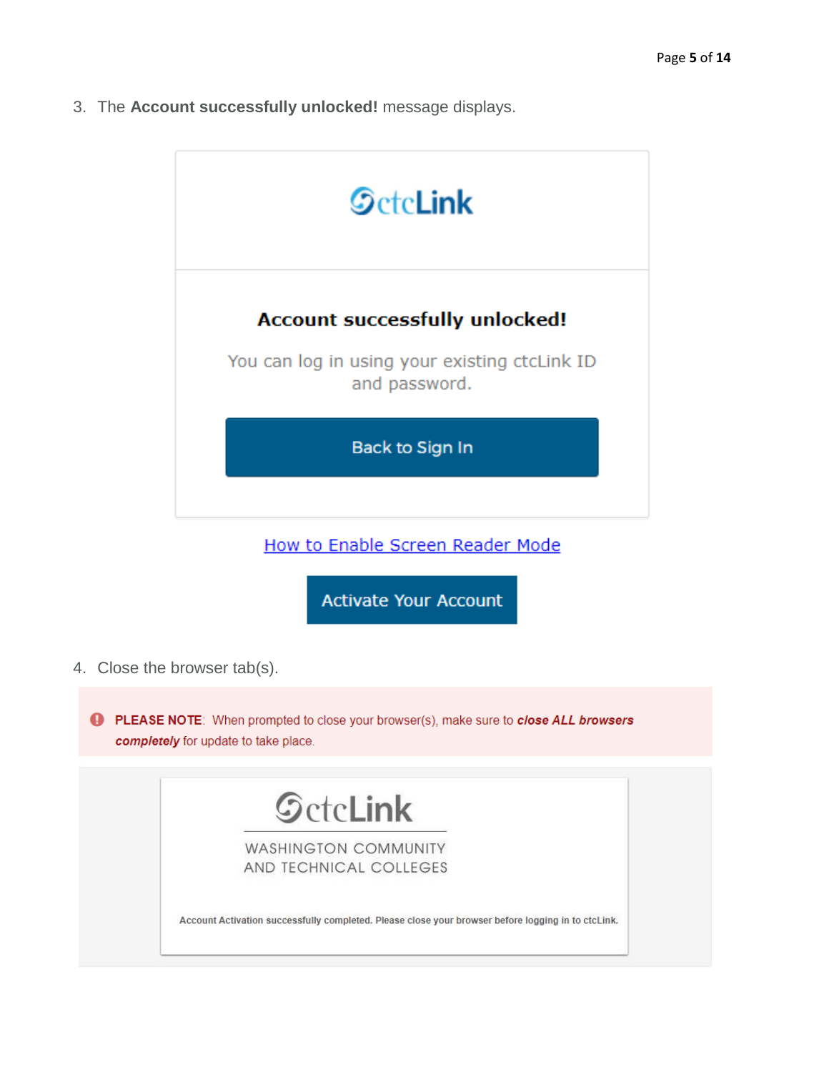3. The **Account successfully unlocked!** message displays.

ctcLink

**Account successfully unlocked!**

You can log in using your existing ctcLink ID and password.

Back to Sign In

How to Enable Screen Reader Mode

Activate Your Account

4. Close the browser tab(s).

**PLEASE NOTE**: When prompted to close your browser(s), make sure to ***close ALL browsers completely*** for update to take place.

ctcLink

WASHINGTON COMMUNITY AND TECHNICAL COLLEGES

Account Activation successfully completed. Please close your browser before logging in to ctcLink.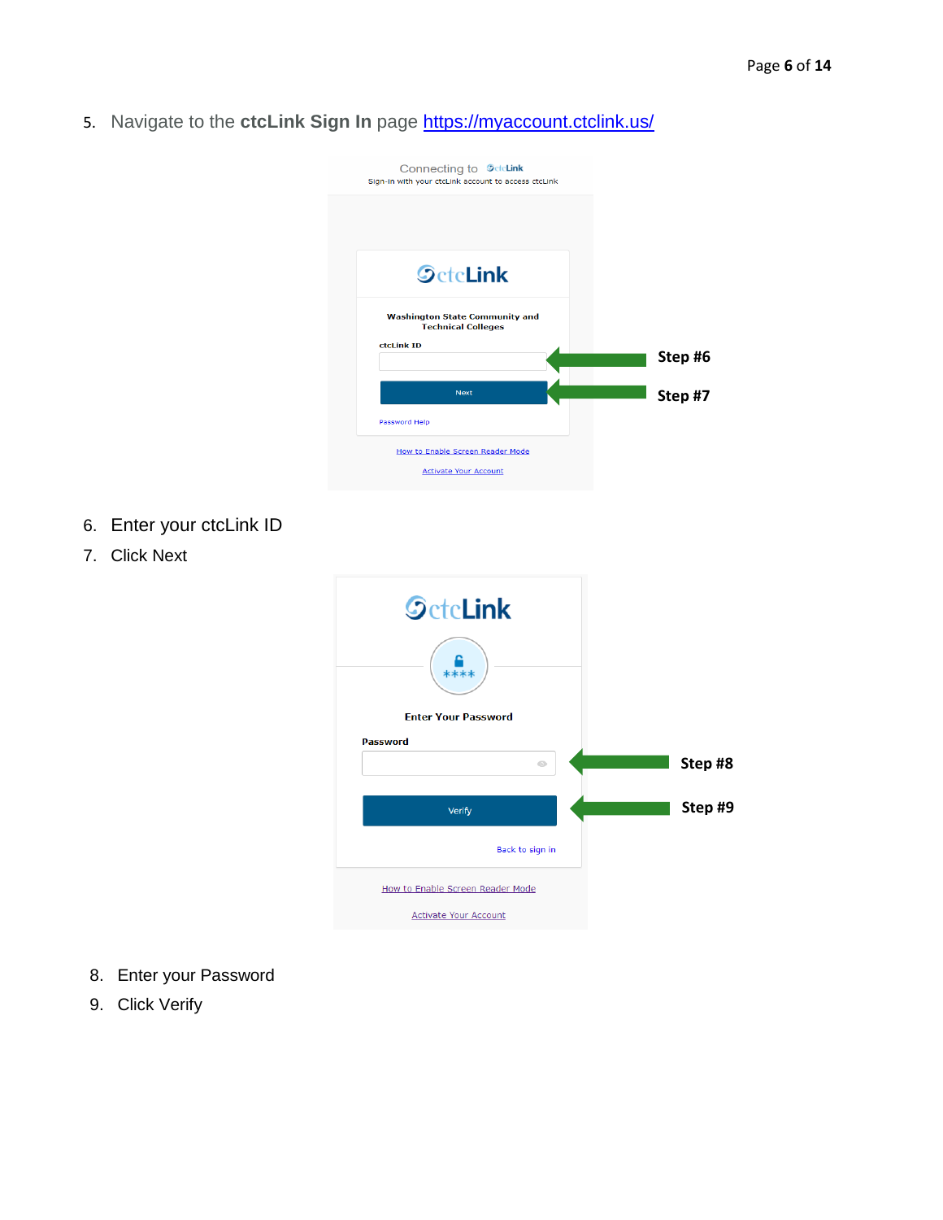5. Navigate to the **ctcLink Sign In** page [https://myaccount.ctclink.us/](https://myaccount.ctclink.us/)

6. Enter your ctcLink ID
7. Click Next

8. Enter your Password
9. Click Verify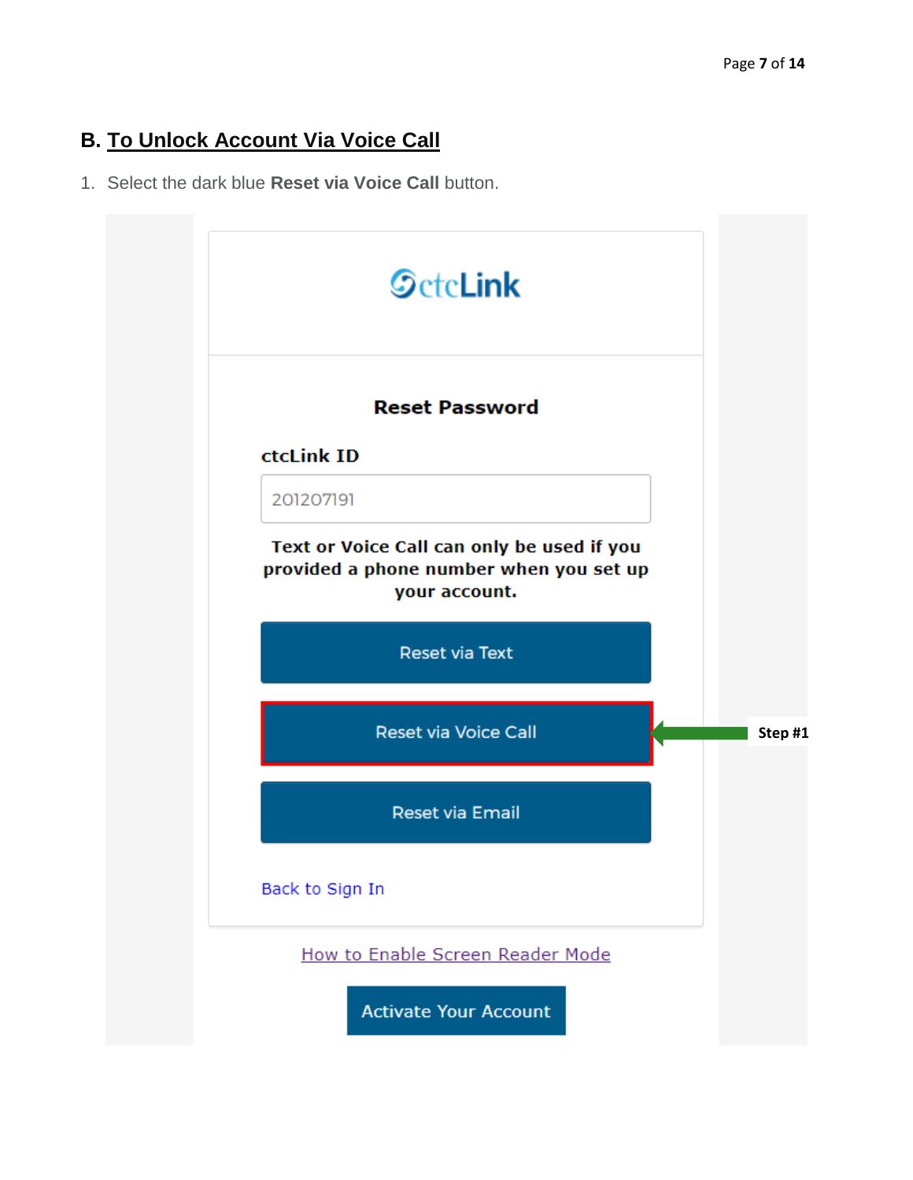## B. To Unlock Account Via Voice Call

1. Select the dark blue **Reset via Voice Call** button.

ctcLink

**Reset Password**

**ctcLink ID**

201207191

**Text or Voice Call can only be used if you provided a phone number when you set up your account.**

Reset via Text

Reset via Voice Call

Step #1

Reset via Email

Back to Sign In

How to Enable Screen Reader Mode

Activate Your Account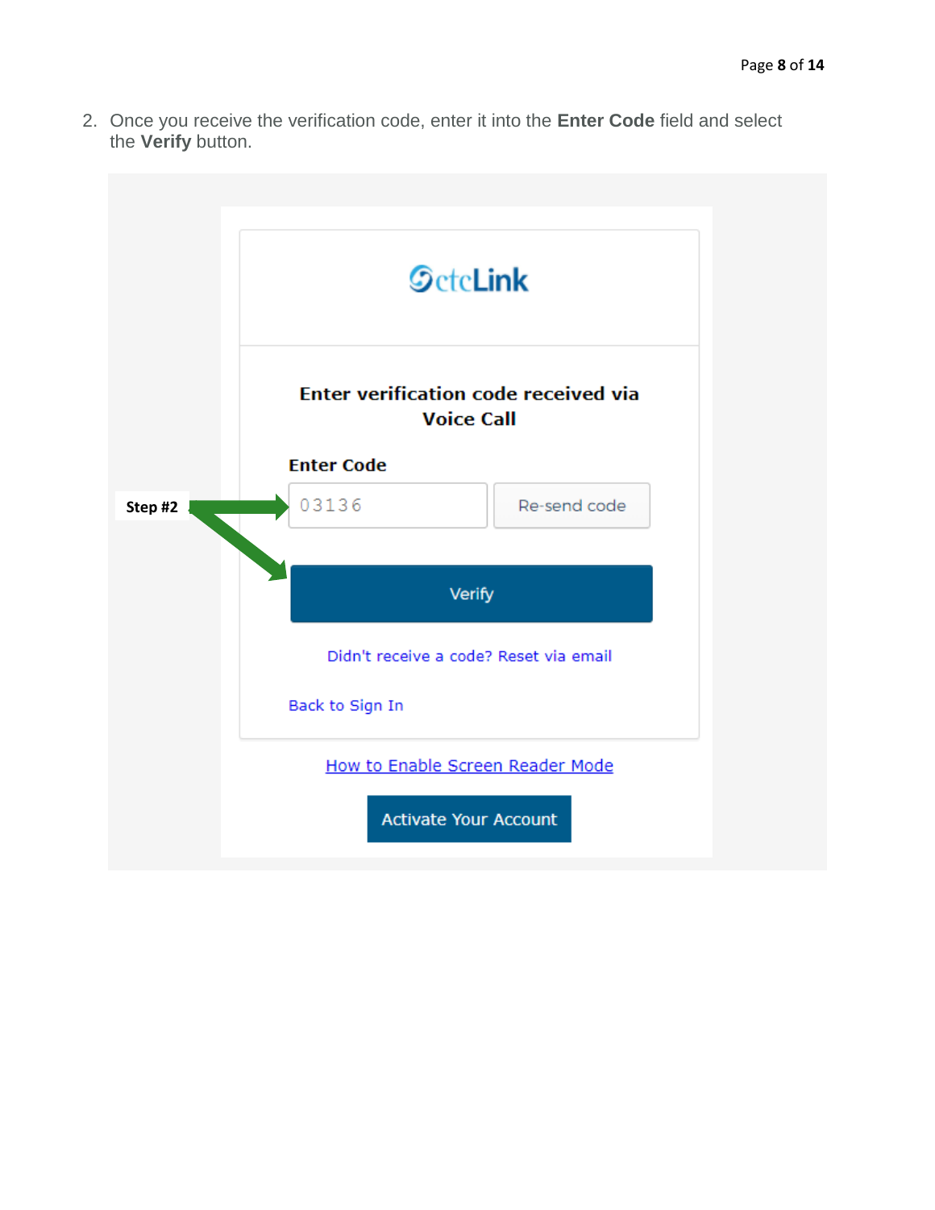2. Once you receive the verification code, enter it into the **Enter Code** field and select the **Verify** button.

ctcLink

**Enter verification code received via Voice Call**

**Enter Code**

Step #2

03136

Re-send code

Verify

Didn't receive a code? Reset via email

Back to Sign In

How to Enable Screen Reader Mode

Activate Your Account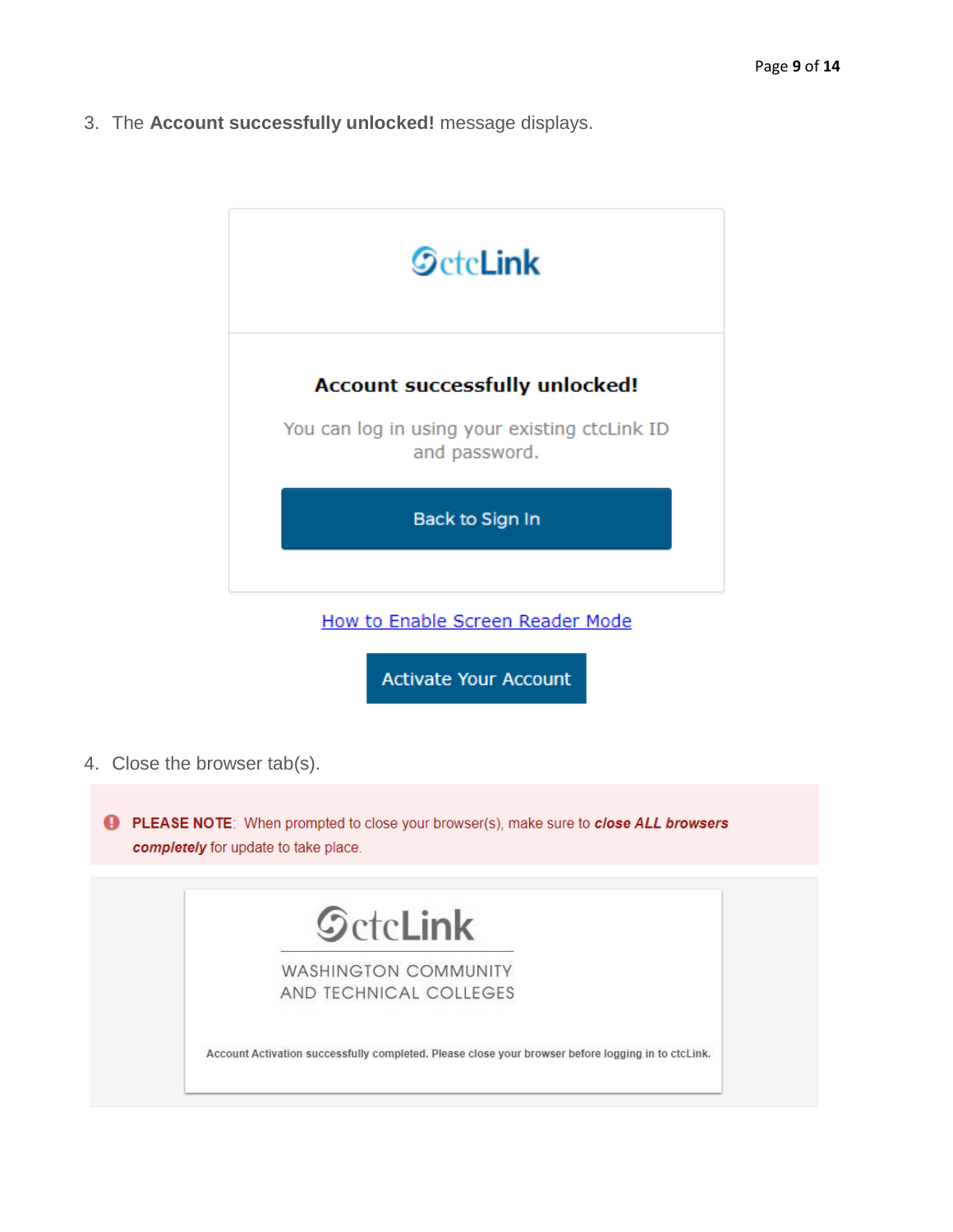3. The **Account successfully unlocked!** message displays.

ctcLink

**Account successfully unlocked!**

You can log in using your existing ctcLink ID and password.

Back to Sign In

How to Enable Screen Reader Mode

Activate Your Account

4. Close the browser tab(s).

**PLEASE NOTE**: When prompted to close your browser(s), make sure to ***close ALL browsers completely*** for update to take place.

ctcLink

WASHINGTON COMMUNITY AND TECHNICAL COLLEGES

Account Activation successfully completed. Please close your browser before logging in to ctcLink.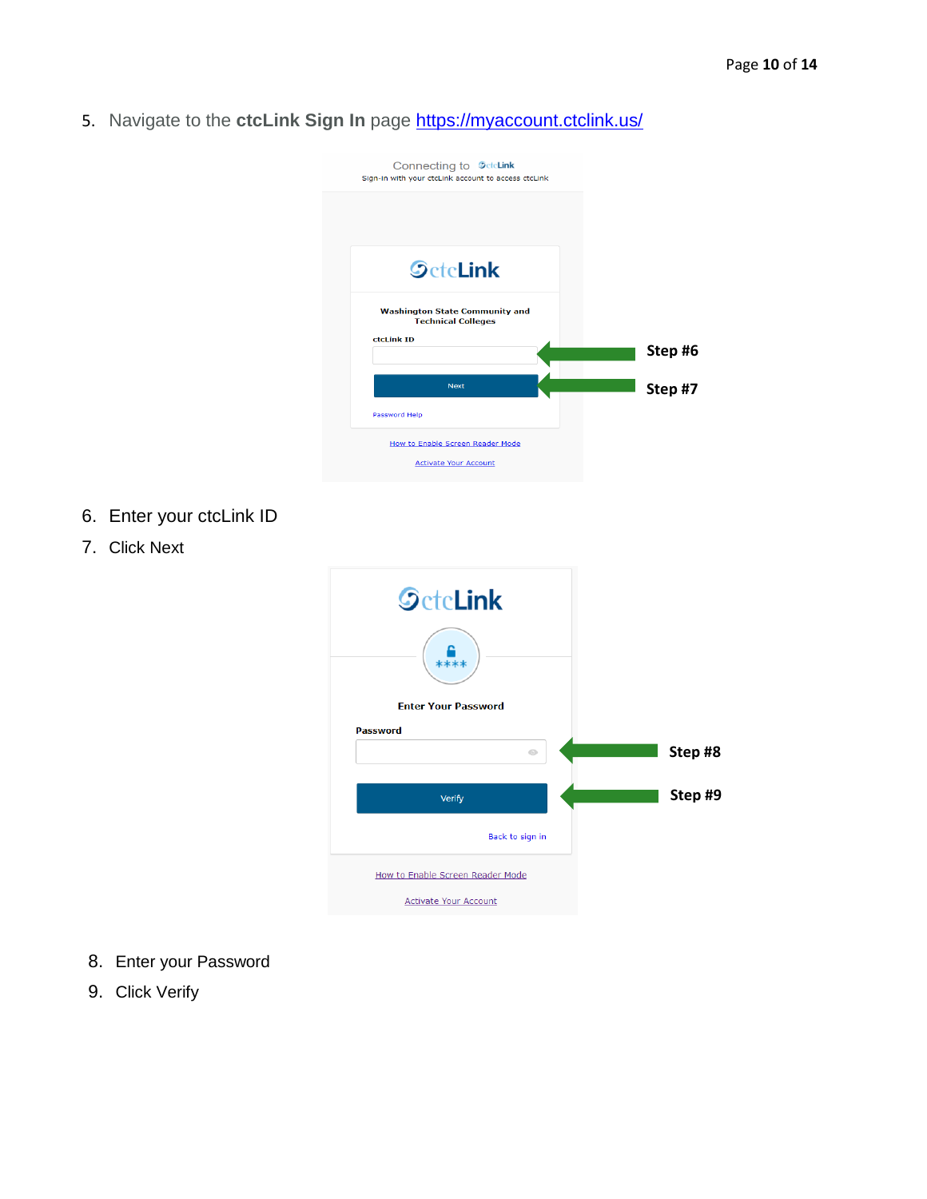5. Navigate to the **ctcLink Sign In** page [https://myaccount.ctclink.us/](https://myaccount.ctclink.us/)

6. Enter your ctcLink ID
7. Click Next

8. Enter your Password
9. Click Verify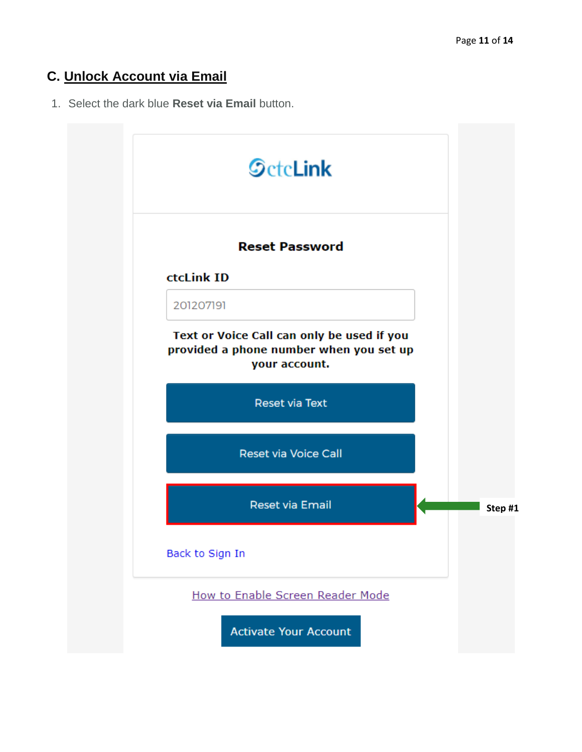## C. Unlock Account via Email

1. Select the dark blue **Reset via Email** button.

ctcLink

**Reset Password**

**ctcLink ID**

201207191

**Text or Voice Call can only be used if you provided a phone number when you set up your account.**

Reset via Text

Reset via Voice Call

Reset via Email

**Step #1**

Back to Sign In

How to Enable Screen Reader Mode

Activate Your Account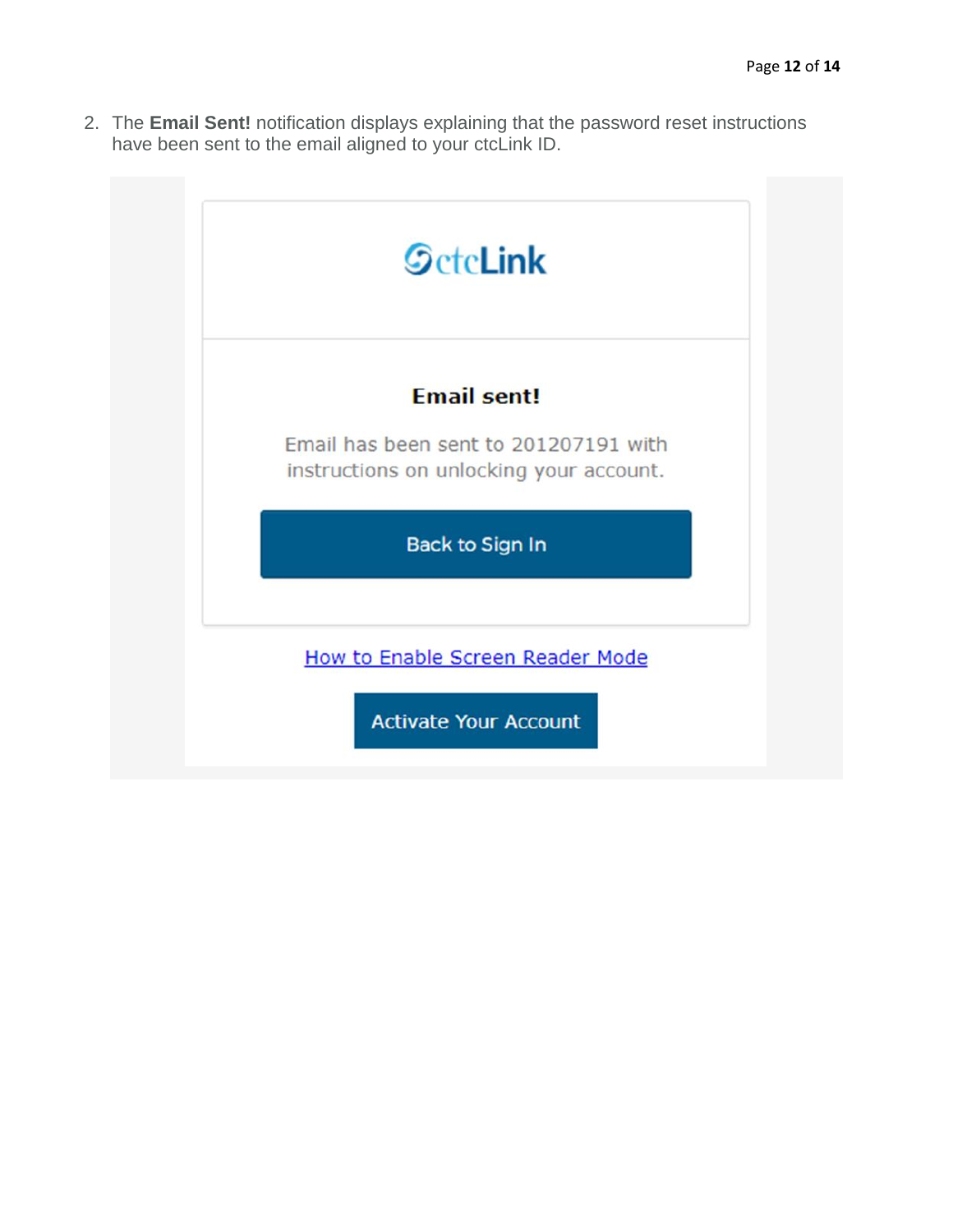2. The **Email Sent!** notification displays explaining that the password reset instructions have been sent to the email aligned to your ctcLink ID.

ctcLink

**Email sent!**

Email has been sent to 201207191 with instructions on unlocking your account.

Back to Sign In

How to Enable Screen Reader Mode

Activate Your Account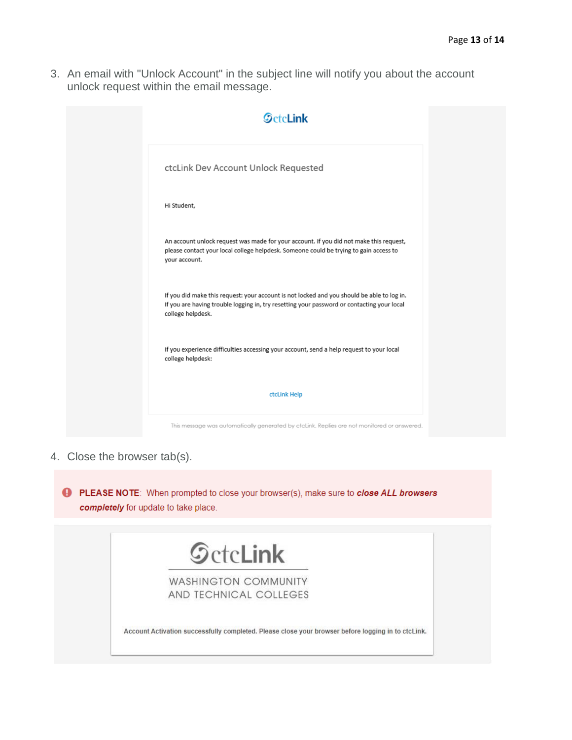3. An email with "Unlock Account" in the subject line will notify you about the account unlock request within the email message.

ctcLink

ctcLink Dev Account Unlock Requested

Hi Student,

An account unlock request was made for your account. If you did not make this request, please contact your local college helpdesk. Someone could be trying to gain access to your account.

If you did make this request: your account is not locked and you should be able to log in. If you are having trouble logging in, try resetting your password or contacting your local college helpdesk.

If you experience difficulties accessing your account, send a help request to your local college helpdesk:

ctcLink Help

This message was automatically generated by ctcLink. Replies are not monitored or answered.

4. Close the browser tab(s).

**PLEASE NOTE**: When prompted to close your browser(s), make sure to ***close ALL browsers completely*** for update to take place.

ctcLink

WASHINGTON COMMUNITY AND TECHNICAL COLLEGES

Account Activation successfully completed. Please close your browser before logging in to ctcLink.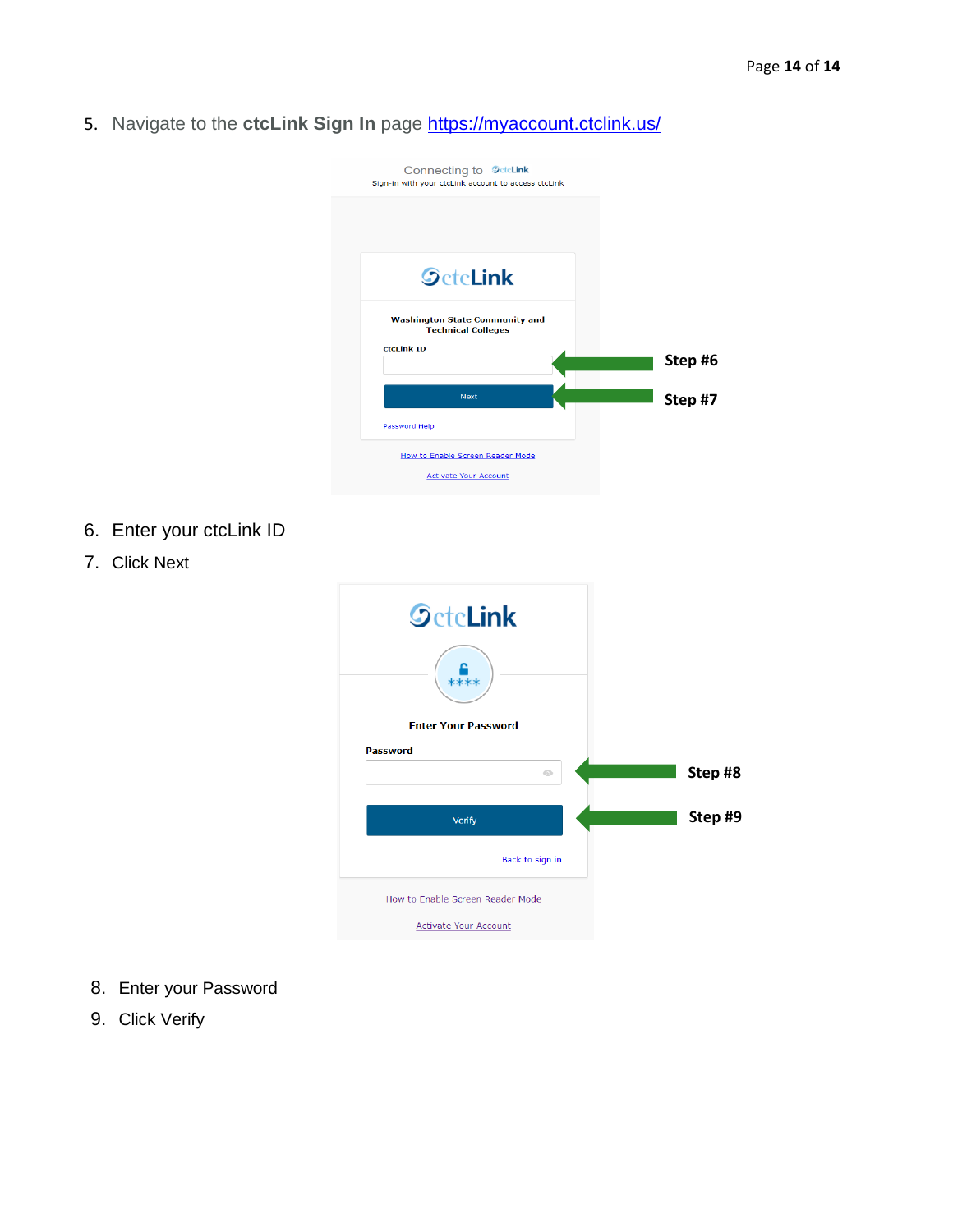5. Navigate to the **ctcLink Sign In** page https://myaccount.ctclink.us/

6. Enter your ctcLink ID
7. Click Next

8. Enter your Password
9. Click Verify